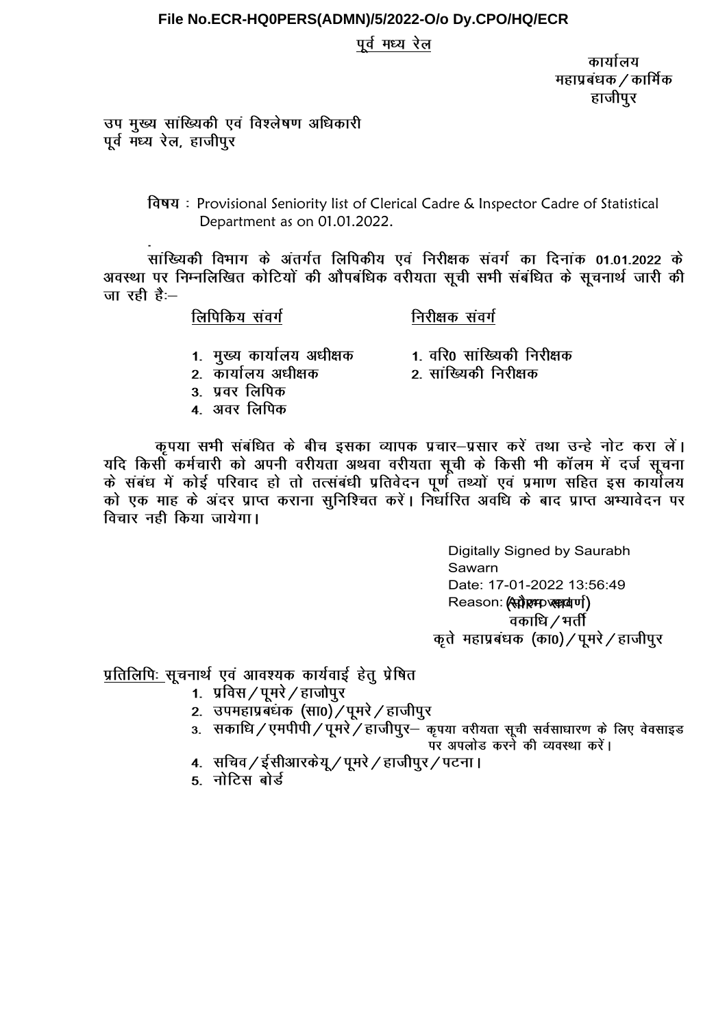**File No.ECR-HQ0PERS(ADMN)/5/2022-O/o Dy.CPO/HQ/ECR**

पूर्व मध्य रेल

कार्यालय
महाप्रबंधक/कार्मिक
हाजीपुर

उप मुख्य सांख्यिकी एवं विश्लेषण अधिकारी
पूर्व मध्य रेल, हाजीपुर

विषय : Provisional Seniority list of Clerical Cadre & Inspector Cadre of Statistical Department as on 01.01.2022.

सांख्यिकी विभाग के अंतर्गत लिपिकीय एवं निरीक्षक संवर्ग का दिनांक **01.01.2022** के अवस्था पर निम्नलिखित कोटियों की औपबंधिक वरीयता सूची सभी संबंधित के सूचनार्थ जारी की जा रही है:–

| लिपिकिय संवर्ग | निरीक्षक संवर्ग |
|---|---|
| 1. मुख्य कार्यालय अधीक्षक | 1. वरि0 सांख्यिकी निरीक्षक |
| 2. कार्यालय अधीक्षक | 2. सांख्यिकी निरीक्षक |
| 3. प्रवर लिपिक | |
| 4. अवर लिपिक | |

कृपया सभी संबंधित के बीच इसका व्यापक प्रचार–प्रसार करें तथा उन्हे नोट करा लें। यदि किसी कर्मचारी को अपनी वरीयता अथवा वरीयता सूची के किसी भी कॉलम में दर्ज सूचना के संबंध में कोई परिवाद हो तो तत्संबंधी प्रतिवेदन पूर्ण तथ्यों एवं प्रमाण सहित इस कार्यालय को एक माह के अंदर प्राप्त कराना सुनिश्चित करें। निर्धारित अवधि के बाद प्राप्त अभ्यावेदन पर विचार नही किया जायेगा।

Digitally Signed by Saurabh Sawarn
Date: 17-01-2022 13:56:49
Reason: Approved
(सौरभ स्वर्ण)
वकाधि/भर्ती
कृते महाप्रबंधक (का0)/पूमरे/हाजीपुर

प्रतिलिपिः सूचनार्थ एवं आवश्यक कार्यवाई हेतु प्रेषित

1. प्रविस/पूमरे/हाजीपुर
2. उपमहाप्रबंधक (सा0)/पूमरे/हाजीपुर
3. सकाधि/एमपीपी/पूमरे/हाजीपुर– कृपया वरीयता सूची सर्वसाधारण के लिए वेवसाइड पर अपलोड करने की व्यवस्था करें।
4. सचिव/ईसीआरकेयू/पूमरे/हाजीपुर/पटना।
5. नोटिस बोर्ड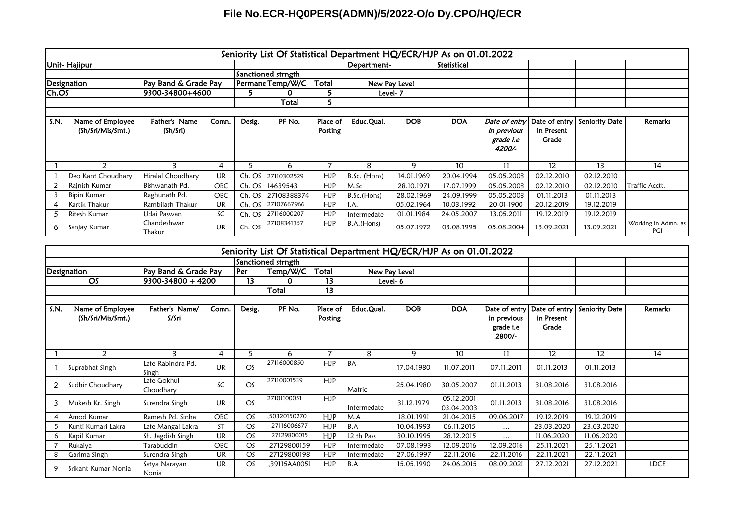# File No.ECR-HQ0PERS(ADMN)/5/2022-O/o Dy.CPO/HQ/ECR

## Seniority List Of Statistical Department HQ/ECR/HJP As on 01.01.2022

| Unit- Hajipur | | | | | | | Department- | | Statistical | | | | |
|---|---|---|---|---|---|---|---|---|---|---|---|---|---|
| | | | | Sanctioned strngth | | | | | | | | | |
| Designation | | Pay Band & Grade Pay | | Permane | Temp/W/C | Total | New Pay Level | | | | | | |
| Ch.OS | | 9300-34800+4600 | | 5 | 0 | 5 | Level- 7 | | | | | | |
| | | | | | Total | 5 | | | | | | | |

| S.N. | Name of Employee (Sh/Sri/Mis/Smt.) | Father's Name (Sh/Sri) | Comn. | Desig. | PF No. | Place of Posting | Educ.Qual. | DOB | DOA | *Date of entry in previous grade i.e 4200/-* | Date of entry in Present Grade | Seniority Date | Remarks |
|---|---|---|---|---|---|---|---|---|---|---|---|---|---|
| 1 | 2 | 3 | 4 | 5 | 6 | 7 | 8 | 9 | 10 | 11 | 12 | 13 | 14 |
| 1 | Deo Kant Choudhary | Hiralal Choudhary | UR | Ch. OS | 27110302529 | HJP | B.Sc. (Hons) | 14.01.1969 | 20.04.1994 | 05.05.2008 | 02.12.2010 | 02.12.2010 | |
| 2 | Rajnish Kumar | Bishwanath Pd. | OBC | Ch. OS | 14639543 | HJP | M.Sc | 28.10.1971 | 17.07.1999 | 05.05.2008 | 02.12.2010 | 02.12.2010 | Traffic Acctt. |
| 3 | Bipin Kumar | Raghunath Pd. | OBC | Ch. OS | 27108388374 | HJP | B.Sc.(Hons) | 28.02.1969 | 24.09.1999 | 05.05.2008 | 01.11.2013 | 01.11.2013 | |
| 4 | Kartik Thakur | Rambilash Thakur | UR | Ch. OS | 27107667966 | HJP | I.A. | 05.02.1964 | 10.03.1992 | 20-01-1900 | 20.12.2019 | 19.12.2019 | |
| 5 | Ritesh Kumar | Udai Paswan | SC | Ch. OS | 27116000207 | HJP | Intermedate | 01.01.1984 | 24.05.2007 | 13.05.2011 | 19.12.2019 | 19.12.2019 | |
| 6 | Sanjay Kumar | Chandeshwar Thakur | UR | Ch. OS | 27108341357 | HJP | B.A.(Hons) | 05.07.1972 | 03.08.1995 | 05.08.2004 | 13.09.2021 | 13.09.2021 | Working in Admn. as PGI |

## Seniority List Of Statistical Department HQ/ECR/HJP As on 01.01.2022

| | | | | Sanctioned strngth | | | | | | | | | |
|---|---|---|---|---|---|---|---|---|---|---|---|---|---|
| Designation | | Pay Band & Grade Pay | | Per | Temp/W/C | Total | New Pay Level | | | | | | |
| OS | | 9300-34800 + 4200 | | 13 | 0 | 13 | Level- 6 | | | | | | |
| | | | | | Total | 13 | | | | | | | |

| S.N. | Name of Employee (Sh/Sri/Mis/Smt.) | Father's Name/ S/Sri | Comn. | Desig. | PF No. | Place of Posting | Educ.Qual. | DOB | DOA | Date of entry in previous grade i.e 2800/- | Date of entry in Present Grade | Seniority Date | Remarks |
|---|---|---|---|---|---|---|---|---|---|---|---|---|---|
| 1 | 2 | 3 | 4 | 5 | 6 | 7 | 8 | 9 | 10 | 11 | 12 | 12 | 14 |
| 1 | Suprabhat Singh | Late Rabindra Pd. Singh | UR | OS | 27116000850 | HJP | BA | 17.04.1980 | 11.07.2011 | 07.11.2011 | 01.11.2013 | 01.11.2013 | |
| 2 | Sudhir Choudhary | Late Gokhul Choudhary | SC | OS | 27110001539 | HJP | Matric | 25.04.1980 | 30.05.2007 | 01.11.2013 | 31.08.2016 | 31.08.2016 | |
| 3 | Mukesh Kr. Singh | Surendra Singh | UR | OS | 27101100051 | HJP | Intermedate | 31.12.1979 | 05.12.2001 03.04.2003 | 01.11.2013 | 31.08.2016 | 31.08.2016 | |
| 4 | Amod Kumar | Ramesh Pd. Sinha | OBC | OS | ,50320150270 | HJP | M.A | 18.01.1991 | 21.04.2015 | 09.06.2017 | 19.12.2019 | 19.12.2019 | |
| 5 | Kunti Kumari Lakra | Late Mangal Lakra | ST | OS | 27116006677 | HJP | B.A | 10.04.1993 | 06.11.2015 | ... | 23.03.2020 | 23.03.2020 | |
| 6 | Kapil Kumar | Sh. Jagdish Singh | UR | OS | 27129800015 | HJP | 12 th Pass | 30.10.1995 | 28.12.2015 | ... | 11.06.2020 | 11.06.2020 | |
| 7 | Rukaiya | Tarabuddin | OBC | OS | 27129800159 | HJP | Intermedate | 07.08.1993 | 12.09.2016 | 12.09.2016 | 25.11.2021 | 25.11.2021 | |
| 8 | Garima Singh | Surendra Singh | UR | OS | 27129800198 | HJP | Intermedate | 27.06.1997 | 22.11.2016 | 22.11.2016 | 22.11.2021 | 22.11.2021 | |
| 9 | Srikant Kumar Nonia | Satya Narayan Nonia | UR | OS | ,39115AA0051 | HJP | B.A | 15.05.1990 | 24.06.2015 | 08.09.2021 | 27.12.2021 | 27.12.2021 | LDCE |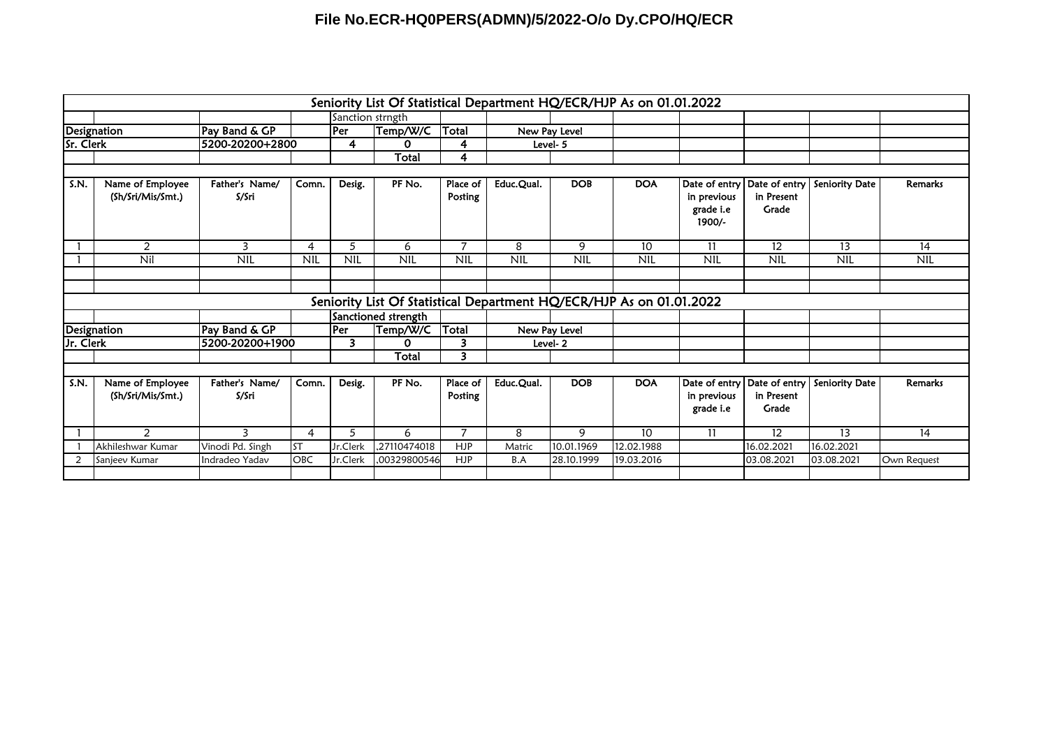File No.ECR-HQ0PERS(ADMN)/5/2022-O/o Dy.CPO/HQ/ECR

## Seniority List Of Statistical Department HQ/ECR/HJP As on 01.01.2022

| | | | | Sanction strngth | | | | | | | | | |
|---|---|---|---|---|---|---|---|---|---|---|---|---|---|
| Designation | | Pay Band & GP | | Per | Temp/W/C | Total | New Pay Level | | | | | | |
| Sr. Clerk | | 5200-20200+2800 | | 4 | 0 | 4 | Level- 5 | | | | | | |
| | | | | | Total | 4 | | | | | | | |

| S.N. | Name of Employee (Sh/Sri/Mis/Smt.) | Father's Name/ S/Sri | Comn. | Desig. | PF No. | Place of Posting | Educ.Qual. | DOB | DOA | Date of entry in previous grade i.e 1900/- | Date of entry in Present Grade | Seniority Date | Remarks |
|---|---|---|---|---|---|---|---|---|---|---|---|---|---|
| 1 | 2 | 3 | 4 | 5 | 6 | 7 | 8 | 9 | 10 | 11 | 12 | 13 | 14 |
| 1 | Nil | NIL | NIL | NIL | NIL | NIL | NIL | NIL | NIL | NIL | NIL | NIL | NIL |

## Seniority List Of Statistical Department HQ/ECR/HJP As on 01.01.2022

| | | | | Sanctioned strength | | | | | | | | | |
|---|---|---|---|---|---|---|---|---|---|---|---|---|---|
| Designation | | Pay Band & GP | | Per | Temp/W/C | Total | New Pay Level | | | | | | |
| Jr. Clerk | | 5200-20200+1900 | | 3 | 0 | 3 | Level- 2 | | | | | | |
| | | | | | Total | 3 | | | | | | | |

| S.N. | Name of Employee (Sh/Sri/Mis/Smt.) | Father's Name/ S/Sri | Comn. | Desig. | PF No. | Place of Posting | Educ.Qual. | DOB | DOA | Date of entry in previous grade i.e | Date of entry in Present Grade | Seniority Date | Remarks |
|---|---|---|---|---|---|---|---|---|---|---|---|---|---|
| 1 | 2 | 3 | 4 | 5 | 6 | 7 | 8 | 9 | 10 | 11 | 12 | 13 | 14 |
| 1 | Akhileshwar Kumar | Vinodi Pd. Singh | ST | Jr.Clerk | ,27110474018 | HJP | Matric | 10.01.1969 | 12.02.1988 | | 16.02.2021 | 16.02.2021 | |
| 2 | Sanjeev Kumar | Indradeo Yadav | OBC | Jr.Clerk | ,00329800546 | HJP | B.A | 28.10.1999 | 19.03.2016 | | 03.08.2021 | 03.08.2021 | Own Request |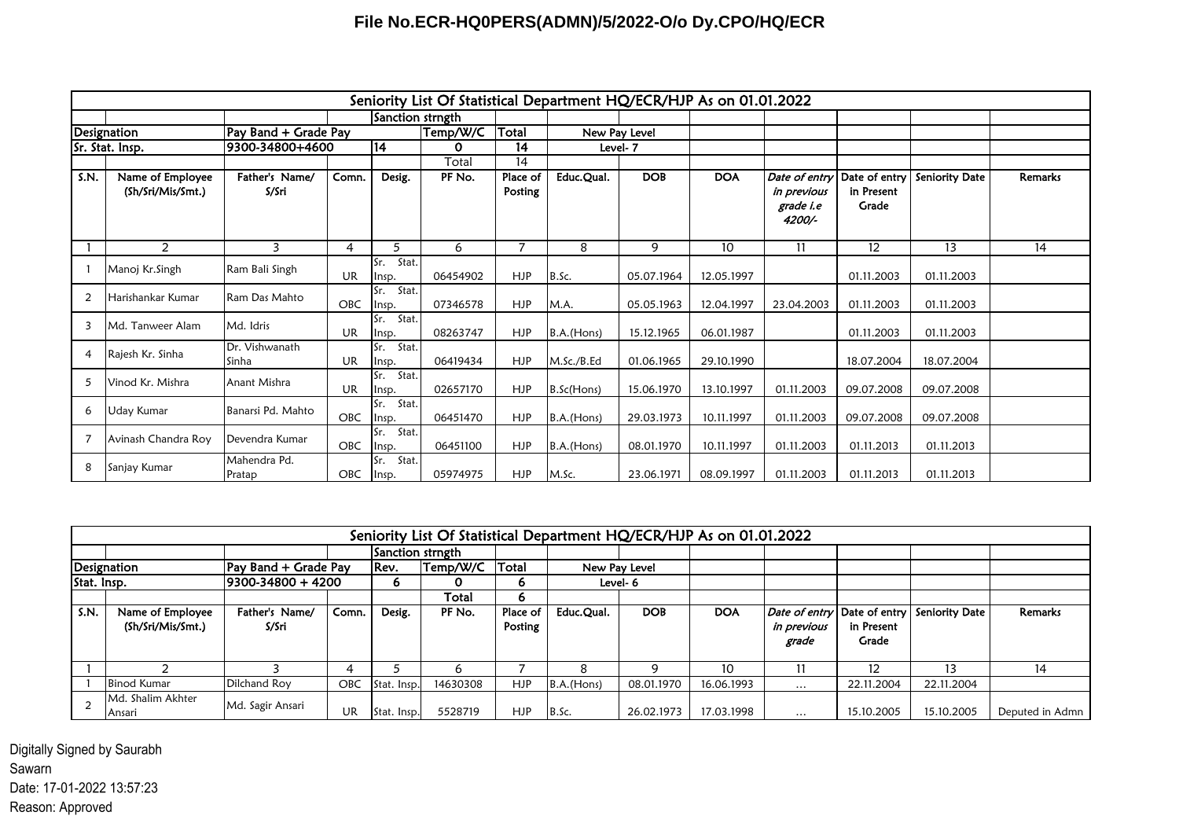File No.ECR-HQ0PERS(ADMN)/5/2022-O/o Dy.CPO/HQ/ECR

| Seniority List Of Statistical Department HQ/ECR/HJP As on 01.01.2022 | | | | | | | | | | | | | |
|---|---|---|---|---|---|---|---|---|---|---|---|---|---|
| | | | | Sanction strngth | | | | | | | | | |
| Designation | | Pay Band + Grade Pay | | | Temp/W/C | Total | New Pay Level | | | | | | |
| Sr. Stat. Insp. | | 9300-34800+4600 | | 14 | 0 | 14 | Level- 7 | | | | | | |
| | | | | | Total | 14 | | | | | | | |
| S.N. | Name of Employee (Sh/Sri/Mis/Smt.) | Father's Name/ S/Sri | Comn. | Desig. | PF No. | Place of Posting | Educ.Qual. | DOB | DOA | *Date of entry in previous grade i.e 4200/-* | Date of entry in Present Grade | Seniority Date | Remarks |
| 1 | 2 | 3 | 4 | 5 | 6 | 7 | 8 | 9 | 10 | 11 | 12 | 13 | 14 |
| 1 | Manoj Kr.Singh | Ram Bali Singh | UR | Sr. Stat. Insp. | 06454902 | HJP | B.Sc. | 05.07.1964 | 12.05.1997 | | 01.11.2003 | 01.11.2003 | |
| 2 | Harishankar Kumar | Ram Das Mahto | OBC | Sr. Stat. Insp. | 07346578 | HJP | M.A. | 05.05.1963 | 12.04.1997 | 23.04.2003 | 01.11.2003 | 01.11.2003 | |
| 3 | Md. Tanweer Alam | Md. Idris | UR | Sr. Stat. Insp. | 08263747 | HJP | B.A.(Hons) | 15.12.1965 | 06.01.1987 | | 01.11.2003 | 01.11.2003 | |
| 4 | Rajesh Kr. Sinha | Dr. Vishwanath Sinha | UR | Sr. Stat. Insp. | 06419434 | HJP | M.Sc./B.Ed | 01.06.1965 | 29.10.1990 | | 18.07.2004 | 18.07.2004 | |
| 5 | Vinod Kr. Mishra | Anant Mishra | UR | Sr. Stat. Insp. | 02657170 | HJP | B.Sc(Hons) | 15.06.1970 | 13.10.1997 | 01.11.2003 | 09.07.2008 | 09.07.2008 | |
| 6 | Uday Kumar | Banarsi Pd. Mahto | OBC | Sr. Stat. Insp. | 06451470 | HJP | B.A.(Hons) | 29.03.1973 | 10.11.1997 | 01.11.2003 | 09.07.2008 | 09.07.2008 | |
| 7 | Avinash Chandra Roy | Devendra Kumar | OBC | Sr. Stat. Insp. | 06451100 | HJP | B.A.(Hons) | 08.01.1970 | 10.11.1997 | 01.11.2003 | 01.11.2013 | 01.11.2013 | |
| 8 | Sanjay Kumar | Mahendra Pd. Pratap | OBC | Sr. Stat. Insp. | 05974975 | HJP | M.Sc. | 23.06.1971 | 08.09.1997 | 01.11.2003 | 01.11.2013 | 01.11.2013 | |

| Seniority List Of Statistical Department HQ/ECR/HJP As on 01.01.2022 | | | | | | | | | | | | | |
|---|---|---|---|---|---|---|---|---|---|---|---|---|---|
| | | | | Sanction strngth | | | | | | | | | |
| Designation | | Pay Band + Grade Pay | | Rev. | Temp/W/C | Total | New Pay Level | | | | | | |
| Stat. Insp. | | 9300-34800 + 4200 | | 6 | 0 | 6 | Level- 6 | | | | | | |
| | | | | | Total | 6 | | | | | | | |
| S.N. | Name of Employee (Sh/Sri/Mis/Smt.) | Father's Name/ S/Sri | Comn. | Desig. | PF No. | Place of Posting | Educ.Qual. | DOB | DOA | *Date of entry in previous grade* | Date of entry in Present Grade | Seniority Date | Remarks |
| 1 | 2 | 3 | 4 | 5 | 6 | 7 | 8 | 9 | 10 | 11 | 12 | 13 | 14 |
| 1 | Binod Kumar | Dilchand Roy | OBC | Stat. Insp. | 14630308 | HJP | B.A.(Hons) | 08.01.1970 | 16.06.1993 | ... | 22.11.2004 | 22.11.2004 | |
| 2 | Md. Shalim Akhter Ansari | Md. Sagir Ansari | UR | Stat. Insp. | 5528719 | HJP | B.Sc. | 26.02.1973 | 17.03.1998 | ... | 15.10.2005 | 15.10.2005 | Deputed in Admn |

Digitally Signed by Saurabh Sawarn
Date: 17-01-2022 13:57:23
Reason: Approved